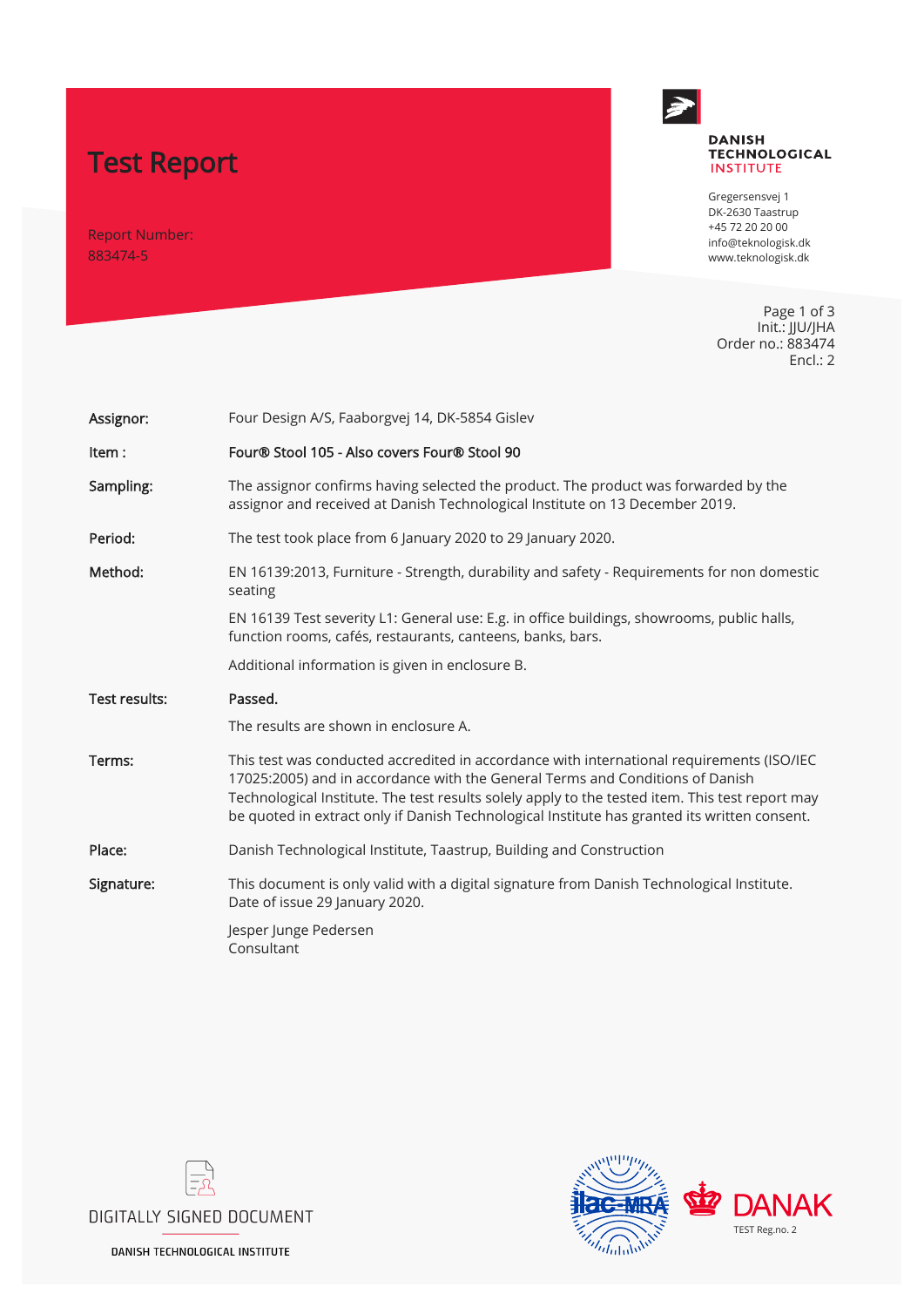# Test Report

Report Number:
883474-5

**DANISH TECHNOLOGICAL INSTITUTE**

Gregersensvej 1
DK-2630 Taastrup
+45 72 20 20 00
info@teknologisk.dk
www.teknologisk.dk

Init.: JJU/JHA
Order no.: 883474
Encl.: 2

| | |
|---|---|
| **Assignor:** | Four Design A/S, Faaborgvej 14, DK-5854 Gislev |
| **Item :** | **Four® Stool 105 - Also covers Four® Stool 90** |
| **Sampling:** | The assignor confirms having selected the product. The product was forwarded by the assignor and received at Danish Technological Institute on 13 December 2019. |
| **Period:** | The test took place from 6 January 2020 to 29 January 2020. |
| **Method:** | EN 16139:2013, Furniture - Strength, durability and safety - Requirements for non domestic seating<br><br>EN 16139 Test severity L1: General use: E.g. in office buildings, showrooms, public halls, function rooms, cafés, restaurants, canteens, banks, bars.<br><br>Additional information is given in enclosure B. |
| **Test results:** | **Passed.**<br><br>The results are shown in enclosure A. |
| **Terms:** | This test was conducted accredited in accordance with international requirements (ISO/IEC 17025:2005) and in accordance with the General Terms and Conditions of Danish Technological Institute. The test results solely apply to the tested item. This test report may be quoted in extract only if Danish Technological Institute has granted its written consent. |
| **Place:** | Danish Technological Institute, Taastrup, Building and Construction |
| **Signature:** | This document is only valid with a digital signature from Danish Technological Institute. Date of issue 29 January 2020.<br><br>Jesper Junge Pedersen<br>Consultant |

DIGITALLY SIGNED DOCUMENT

DANISH TECHNOLOGICAL INSTITUTE

ilac-MRA

DANAK
TEST Reg.no. 2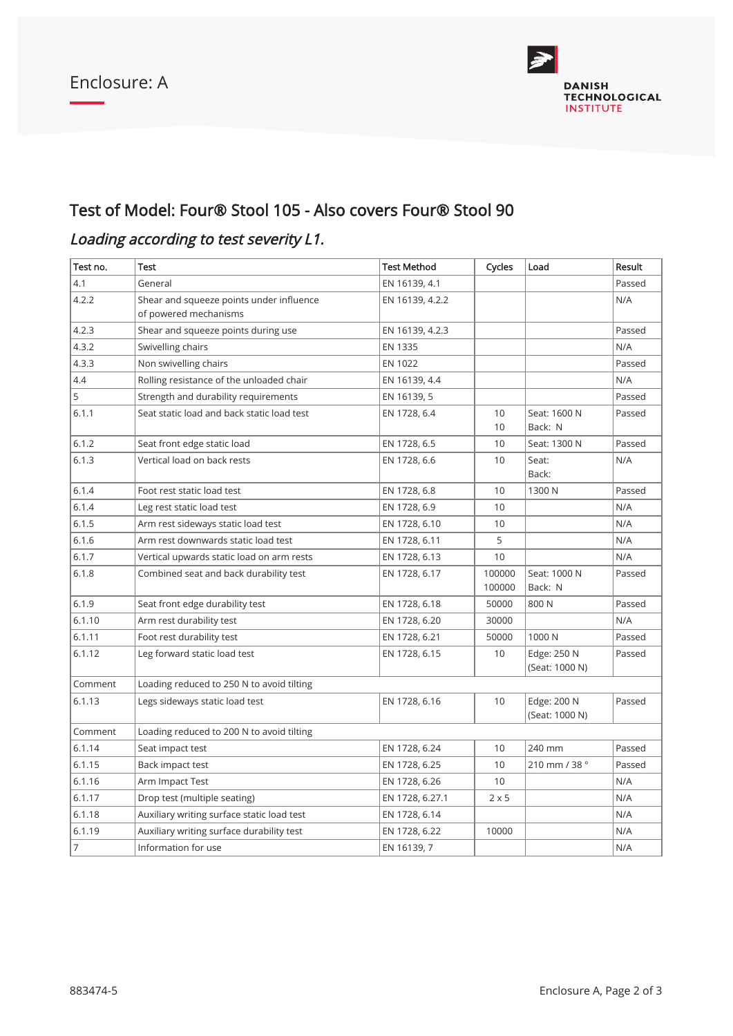Enclosure: A

# Test of Model: Four® Stool 105 - Also covers Four® Stool 90

## *Loading according to test severity L1.*

| Test no. | Test | Test Method | Cycles | Load | Result |
|---|---|---|---|---|---|
| 4.1 | General | EN 16139, 4.1 | | | Passed |
| 4.2.2 | Shear and squeeze points under influence of powered mechanisms | EN 16139, 4.2.2 | | | N/A |
| 4.2.3 | Shear and squeeze points during use | EN 16139, 4.2.3 | | | Passed |
| 4.3.2 | Swivelling chairs | EN 1335 | | | N/A |
| 4.3.3 | Non swivelling chairs | EN 1022 | | | Passed |
| 4.4 | Rolling resistance of the unloaded chair | EN 16139, 4.4 | | | N/A |
| 5 | Strength and durability requirements | EN 16139, 5 | | | Passed |
| 6.1.1 | Seat static load and back static load test | EN 1728, 6.4 | 10<br>10 | Seat: 1600 N<br>Back: N | Passed |
| 6.1.2 | Seat front edge static load | EN 1728, 6.5 | 10 | Seat: 1300 N | Passed |
| 6.1.3 | Vertical load on back rests | EN 1728, 6.6 | 10 | Seat:<br>Back: | N/A |
| 6.1.4 | Foot rest static load test | EN 1728, 6.8 | 10 | 1300 N | Passed |
| 6.1.4 | Leg rest static load test | EN 1728, 6.9 | 10 | | N/A |
| 6.1.5 | Arm rest sideways static load test | EN 1728, 6.10 | 10 | | N/A |
| 6.1.6 | Arm rest downwards static load test | EN 1728, 6.11 | 5 | | N/A |
| 6.1.7 | Vertical upwards static load on arm rests | EN 1728, 6.13 | 10 | | N/A |
| 6.1.8 | Combined seat and back durability test | EN 1728, 6.17 | 100000<br>100000 | Seat: 1000 N<br>Back: N | Passed |
| 6.1.9 | Seat front edge durability test | EN 1728, 6.18 | 50000 | 800 N | Passed |
| 6.1.10 | Arm rest durability test | EN 1728, 6.20 | 30000 | | N/A |
| 6.1.11 | Foot rest durability test | EN 1728, 6.21 | 50000 | 1000 N | Passed |
| 6.1.12 | Leg forward static load test | EN 1728, 6.15 | 10 | Edge: 250 N<br>(Seat: 1000 N) | Passed |
| Comment | Loading reduced to 250 N to avoid tilting | | | | |
| 6.1.13 | Legs sideways static load test | EN 1728, 6.16 | 10 | Edge: 200 N<br>(Seat: 1000 N) | Passed |
| Comment | Loading reduced to 200 N to avoid tilting | | | | |
| 6.1.14 | Seat impact test | EN 1728, 6.24 | 10 | 240 mm | Passed |
| 6.1.15 | Back impact test | EN 1728, 6.25 | 10 | 210 mm / 38 ° | Passed |
| 6.1.16 | Arm Impact Test | EN 1728, 6.26 | 10 | | N/A |
| 6.1.17 | Drop test (multiple seating) | EN 1728, 6.27.1 | 2 x 5 | | N/A |
| 6.1.18 | Auxiliary writing surface static load test | EN 1728, 6.14 | | | N/A |
| 6.1.19 | Auxiliary writing surface durability test | EN 1728, 6.22 | 10000 | | N/A |
| 7 | Information for use | EN 16139, 7 | | | N/A |

883474-5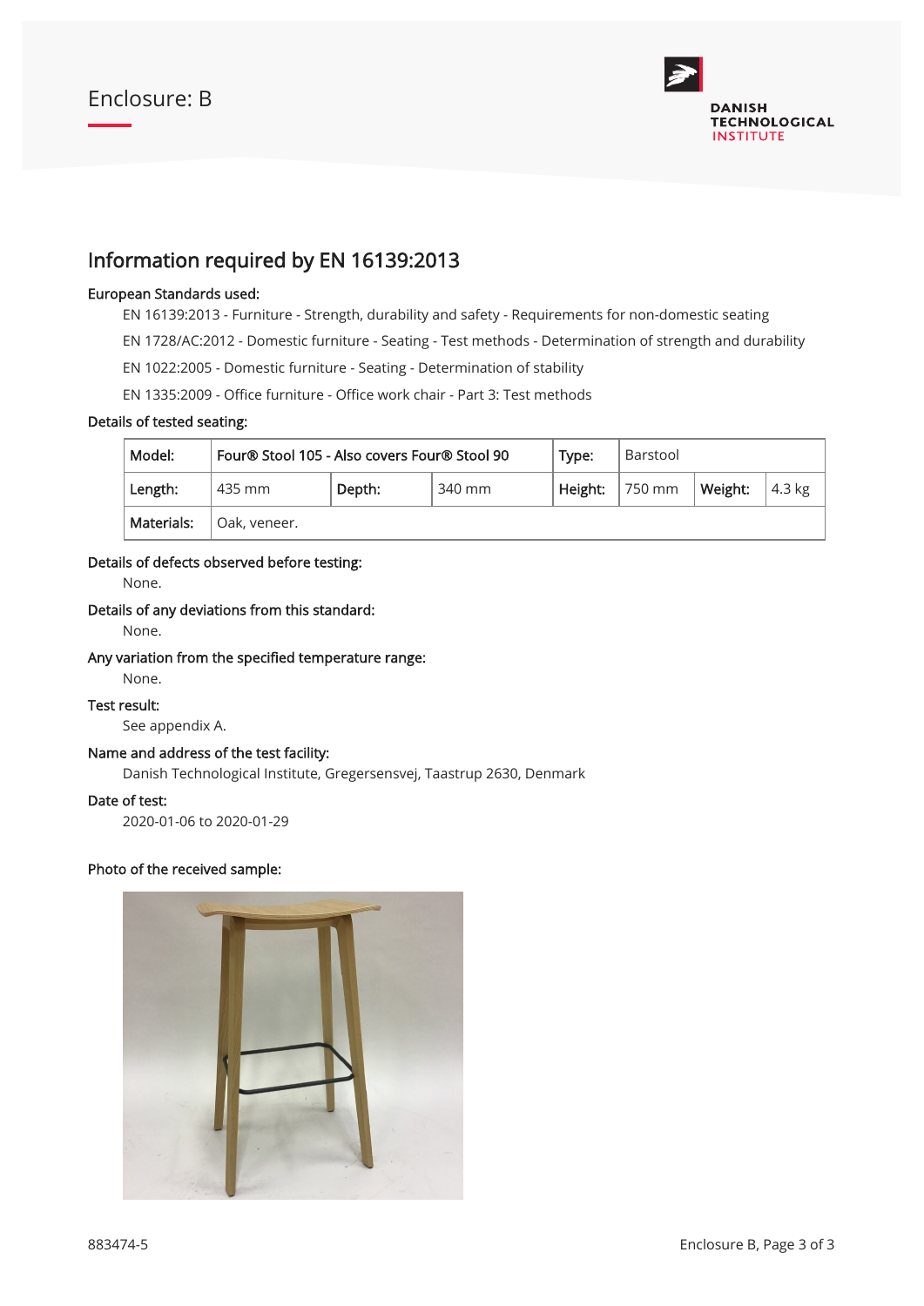Enclosure: B

DANISH TECHNOLOGICAL INSTITUTE

# Information required by EN 16139:2013

**European Standards used:**

EN 16139:2013 - Furniture - Strength, durability and safety - Requirements for non-domestic seating

EN 1728/AC:2012 - Domestic furniture - Seating - Test methods - Determination of strength and durability

EN 1022:2005 - Domestic furniture - Seating - Determination of stability

EN 1335:2009 - Office furniture - Office work chair - Part 3: Test methods

**Details of tested seating:**

| | | | | | | | |
|---|---|---|---|---|---|---|---|
| Model: | Four® Stool 105 - Also covers Four® Stool 90 | | | Type: | Barstool | | |
| Length: | 435 mm | Depth: | 340 mm | Height: | 750 mm | Weight: | 4.3 kg |
| Materials: | Oak, veneer. | | | | | | |

**Details of defects observed before testing:**

None.

**Details of any deviations from this standard:**

None.

**Any variation from the specified temperature range:**

None.

**Test result:**

See appendix A.

**Name and address of the test facility:**

Danish Technological Institute, Gregersensvej, Taastrup 2630, Denmark

**Date of test:**

2020-01-06 to 2020-01-29

**Photo of the received sample:**

883474-5